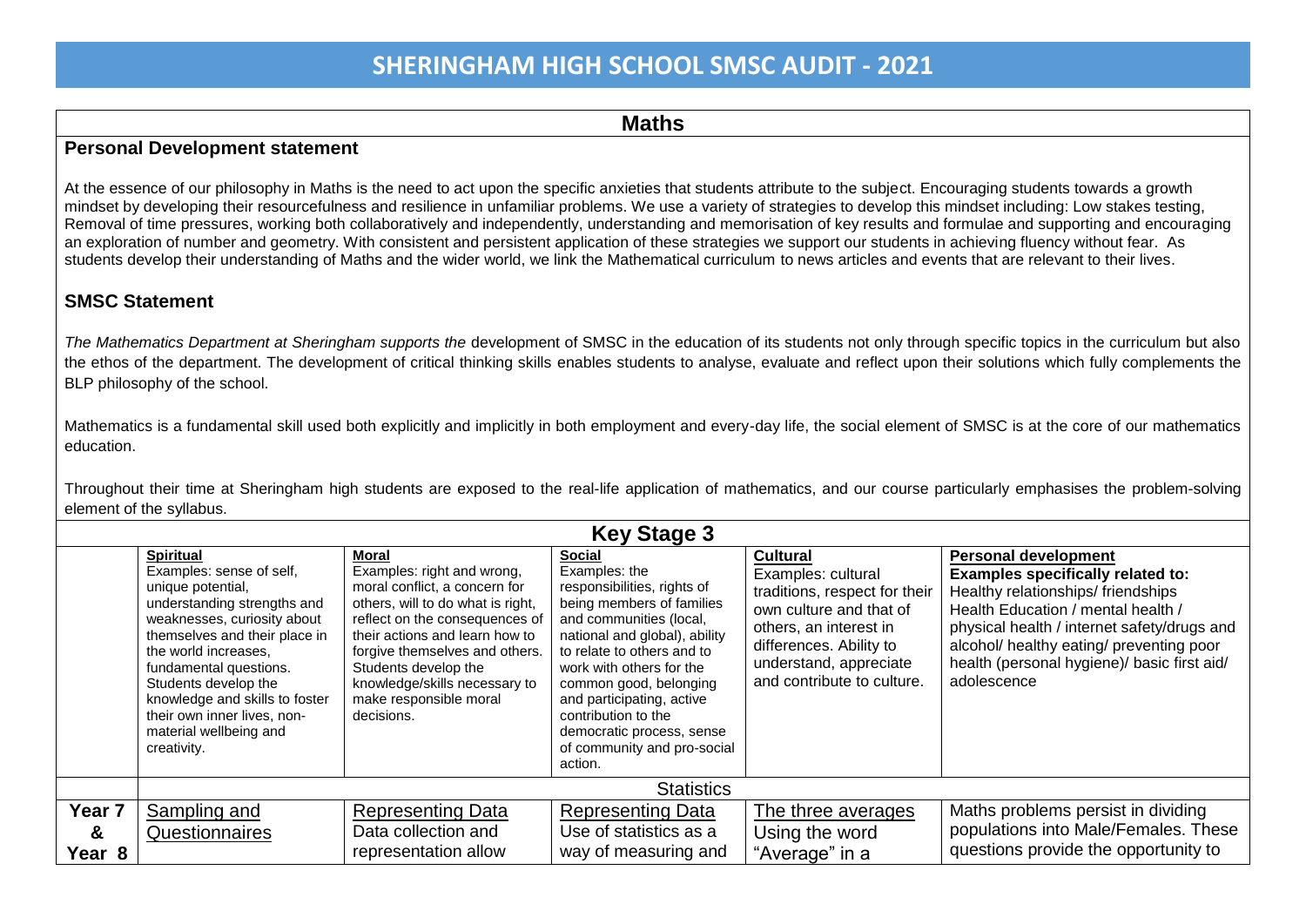# SHERINGHAM HIGH SCHOOL SMSC AUDIT - 2021

## Maths

### Personal Development statement

At the essence of our philosophy in Maths is the need to act upon the specific anxieties that students attribute to the subject. Encouraging students towards a growth mindset by developing their resourcefulness and resilience in unfamiliar problems. We use a variety of strategies to develop this mindset including: Low stakes testing, Removal of time pressures, working both collaboratively and independently, understanding and memorisation of key results and formulae and supporting and encouraging an exploration of number and geometry. With consistent and persistent application of these strategies we support our students in achieving fluency without fear. As students develop their understanding of Maths and the wider world, we link the Mathematical curriculum to news articles and events that are relevant to their lives.

### SMSC Statement

*The Mathematics Department at Sheringham supports the* development of SMSC in the education of its students not only through specific topics in the curriculum but also the ethos of the department. The development of critical thinking skills enables students to analyse, evaluate and reflect upon their solutions which fully complements the BLP philosophy of the school.

Mathematics is a fundamental skill used both explicitly and implicitly in both employment and every-day life, the social element of SMSC is at the core of our mathematics education.

Throughout their time at Sheringham high students are exposed to the real-life application of mathematics, and our course particularly emphasises the problem-solving element of the syllabus.

### Key Stage 3

| | **Spiritual** Examples: sense of self, unique potential, understanding strengths and weaknesses, curiosity about themselves and their place in the world increases, fundamental questions. Students develop the knowledge and skills to foster their own inner lives, non-material wellbeing and creativity. | **Moral** Examples: right and wrong, moral conflict, a concern for others, will to do what is right, reflect on the consequences of their actions and learn how to forgive themselves and others. Students develop the knowledge/skills necessary to make responsible moral decisions. | **Social** Examples: the responsibilities, rights of being members of families and communities (local, national and global), ability to relate to others and to work with others for the common good, belonging and participating, active contribution to the democratic process, sense of community and pro-social action. | **Cultural** Examples: cultural traditions, respect for their own culture and that of others, an interest in differences. Ability to understand, appreciate and contribute to culture. | **Personal development** **Examples specifically related to:** Healthy relationships/ friendships Health Education / mental health / physical health / internet safety/drugs and alcohol/ healthy eating/ preventing poor health (personal hygiene)/ basic first aid/ adolescence |
|---|---|---|---|---|---|
| | Statistics | | | | |
| **Year 7 & Year 8** | Sampling and Questionnaires | Representing Data Data collection and representation allow | Representing Data Use of statistics as a way of measuring and | The three averages Using the word "Average" in a | Maths problems persist in dividing populations into Male/Females. These questions provide the opportunity to |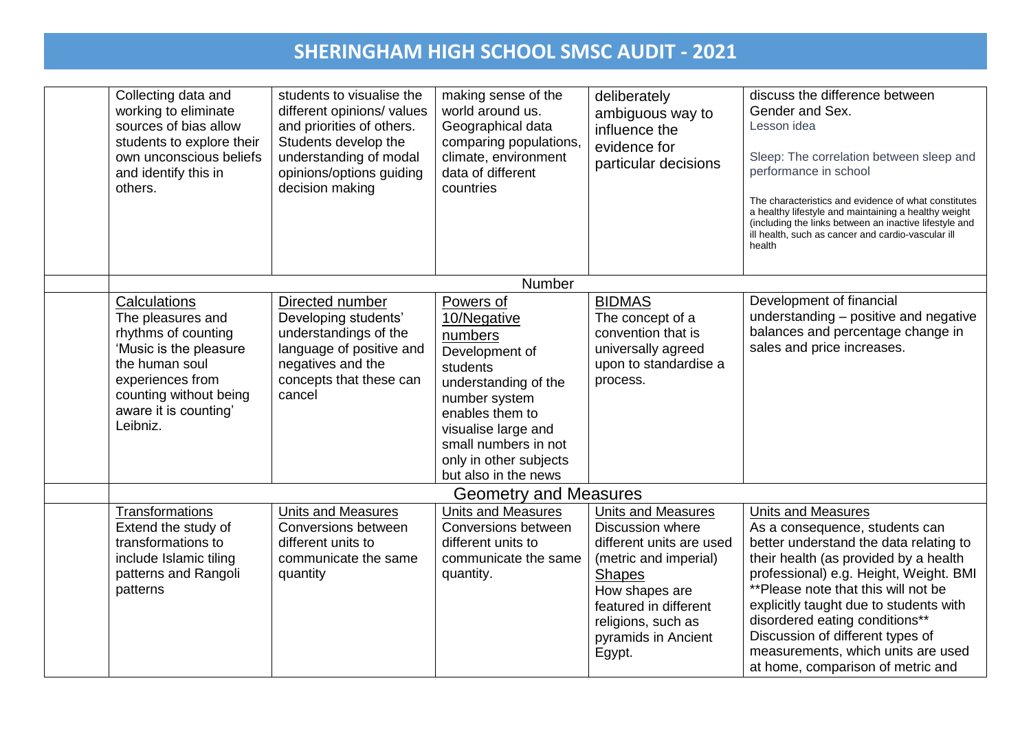# SHERINGHAM HIGH SCHOOL SMSC AUDIT - 2021

| | | | | | |
|---|---|---|---|---|---|
| | Collecting data and working to eliminate sources of bias allow students to explore their own unconscious beliefs and identify this in others. | students to visualise the different opinions/ values and priorities of others. Students develop the understanding of modal opinions/options guiding decision making | making sense of the world around us. Geographical data comparing populations, climate, environment data of different countries | deliberately ambiguous way to influence the evidence for particular decisions | discuss the difference between Gender and Sex.<br>Lesson idea<br><br>Sleep: The correlation between sleep and performance in school<br><br>The characteristics and evidence of what constitutes a healthy lifestyle and maintaining a healthy weight (including the links between an inactive lifestyle and ill health, such as cancer and cardio-vascular ill health |
| | Number | | | | |
| | Calculations<br>The pleasures and rhythms of counting 'Music is the pleasure the human soul experiences from counting without being aware it is counting' Leibniz. | Directed number<br>Developing students' understandings of the language of positive and negatives and the concepts that these can cancel | Powers of 10/Negative numbers<br>Development of students understanding of the number system enables them to visualise large and small numbers in not only in other subjects but also in the news | BIDMAS<br>The concept of a convention that is universally agreed upon to standardise a process. | Development of financial understanding – positive and negative balances and percentage change in sales and price increases. |
| | Geometry and Measures | | | | |
| | Transformations<br>Extend the study of transformations to include Islamic tiling patterns and Rangoli patterns | Units and Measures<br>Conversions between different units to communicate the same quantity | Units and Measures<br>Conversions between different units to communicate the same quantity. | Units and Measures<br>Discussion where different units are used (metric and imperial)<br>Shapes<br>How shapes are featured in different religions, such as pyramids in Ancient Egypt. | Units and Measures<br>As a consequence, students can better understand the data relating to their health (as provided by a health professional) e.g. Height, Weight. BMI **Please note that this will not be explicitly taught due to students with disordered eating conditions**<br>Discussion of different types of measurements, which units are used at home, comparison of metric and |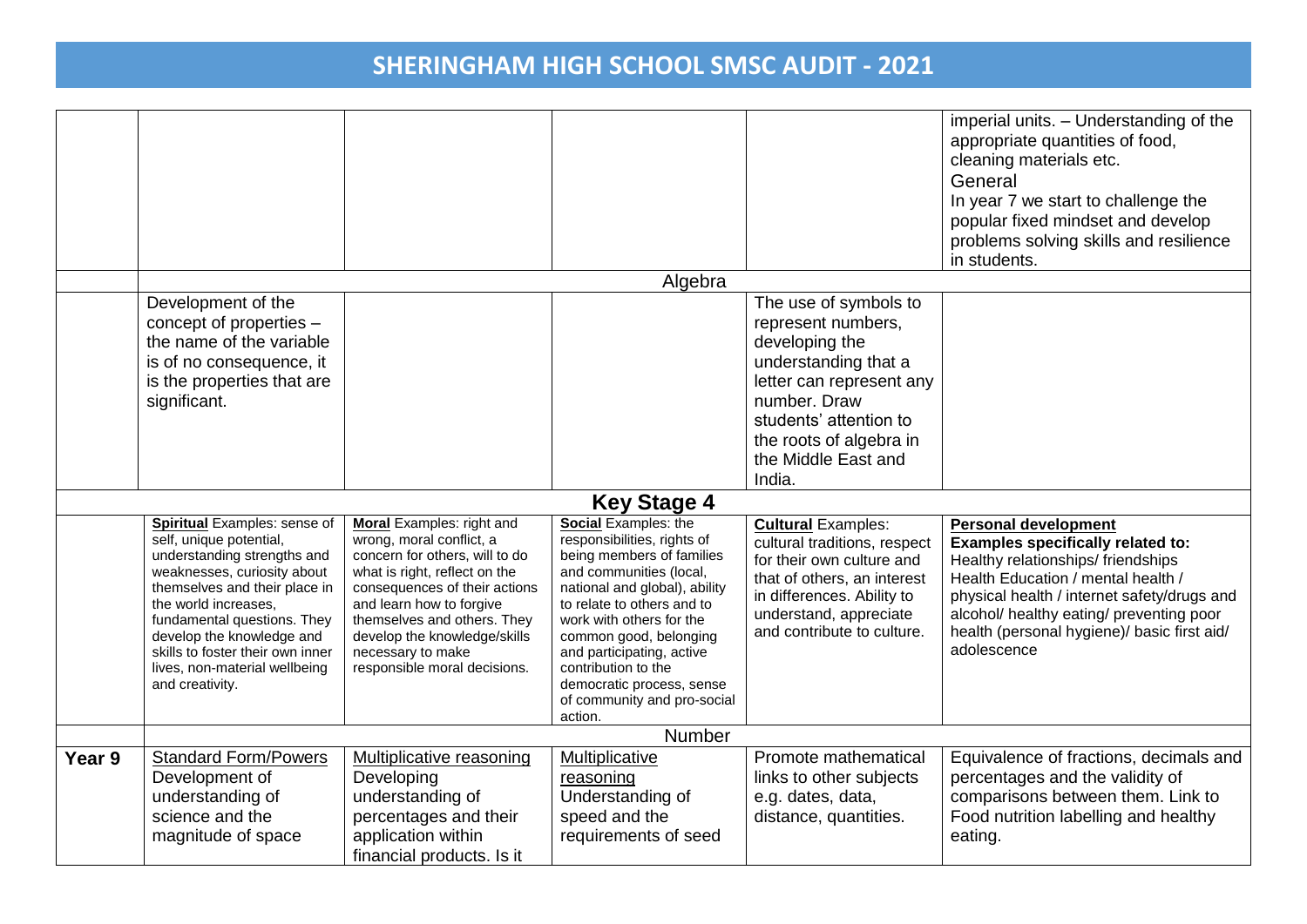# SHERINGHAM HIGH SCHOOL SMSC AUDIT - 2021

| | | | | | |
|---|---|---|---|---|---|
| | | | | | imperial units. – Understanding of the appropriate quantities of food, cleaning materials etc. General In year 7 we start to challenge the popular fixed mindset and develop problems solving skills and resilience in students. |
| | Algebra | | | | |
| | Development of the concept of properties – the name of the variable is of no consequence, it is the properties that are significant. | | | The use of symbols to represent numbers, developing the understanding that a letter can represent any number. Draw students' attention to the roots of algebra in the Middle East and India. | |
| **Key Stage 4** | | | | | |
| | **Spiritual** Examples: sense of self, unique potential, understanding strengths and weaknesses, curiosity about themselves and their place in the world increases, fundamental questions. They develop the knowledge and skills to foster their own inner lives, non-material wellbeing and creativity. | **Moral** Examples: right and wrong, moral conflict, a concern for others, will to do what is right, reflect on the consequences of their actions and learn how to forgive themselves and others. They develop the knowledge/skills necessary to make responsible moral decisions. | **Social** Examples: the responsibilities, rights of being members of families and communities (local, national and global), ability to relate to others and to work with others for the common good, belonging and participating, active contribution to the democratic process, sense of community and pro-social action. | **Cultural** Examples: cultural traditions, respect for their own culture and that of others, an interest in differences. Ability to understand, appreciate and contribute to culture. | **Personal development** **Examples specifically related to:** Healthy relationships/ friendships Health Education / mental health / physical health / internet safety/drugs and alcohol/ healthy eating/ preventing poor health (personal hygiene)/ basic first aid/ adolescence |
| | Number | | | | |
| **Year 9** | Standard Form/Powers Development of understanding of science and the magnitude of space | Multiplicative reasoning Developing understanding of percentages and their application within financial products. Is it | Multiplicative reasoning Understanding of speed and the requirements of seed | Promote mathematical links to other subjects e.g. dates, data, distance, quantities. | Equivalence of fractions, decimals and percentages and the validity of comparisons between them. Link to Food nutrition labelling and healthy eating. |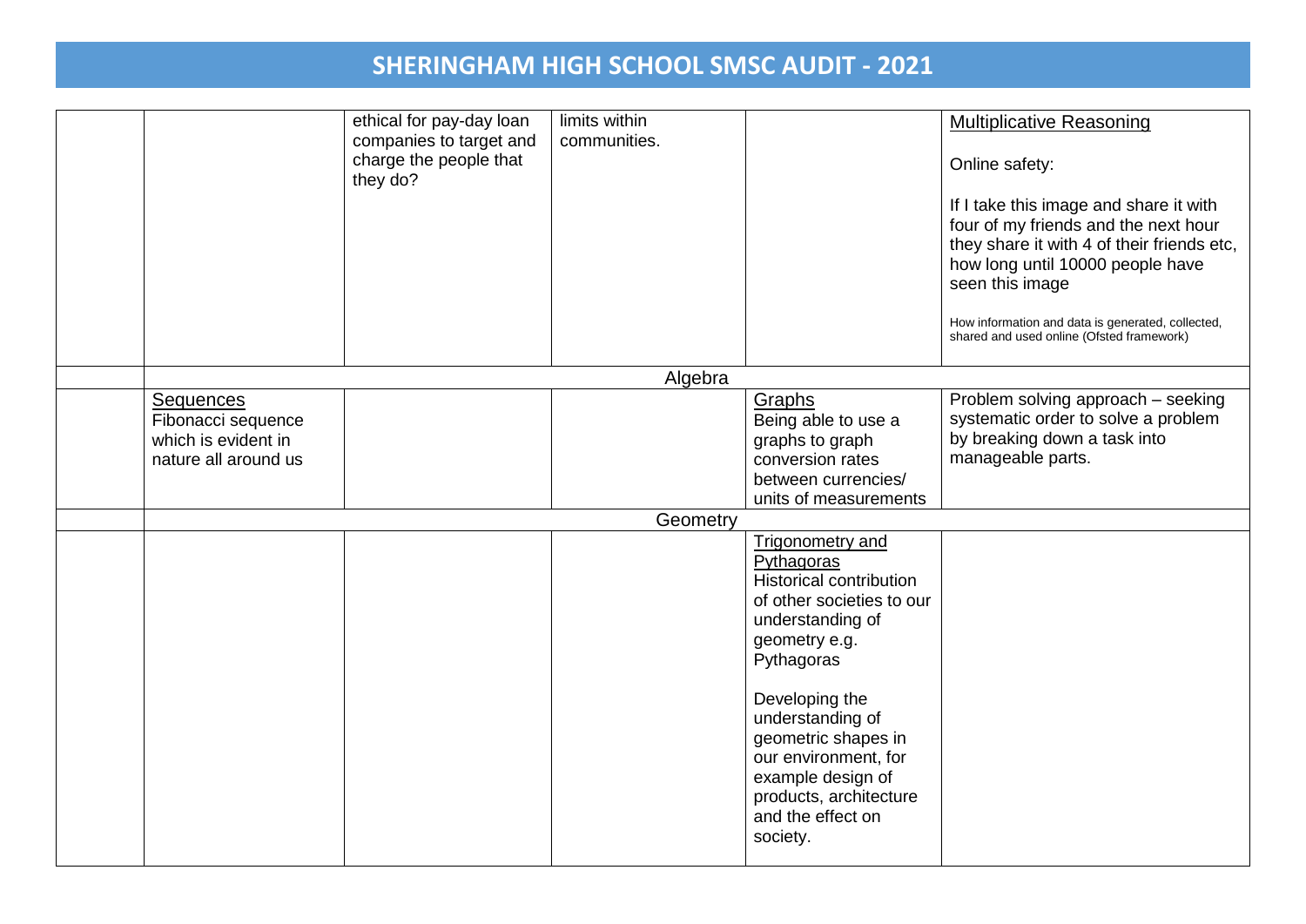# SHERINGHAM HIGH SCHOOL SMSC AUDIT - 2021

| | | | | | |
|---|---|---|---|---|---|
| | | ethical for pay-day loan companies to target and charge the people that they do? | limits within communities. | | Multiplicative Reasoning<br><br>Online safety:<br><br>If I take this image and share it with four of my friends and the next hour they share it with 4 of their friends etc, how long until 10000 people have seen this image<br><br>How information and data is generated, collected, shared and used online (Ofsted framework) |
| | Algebra | | | | |
| | Sequences<br>Fibonacci sequence which is evident in nature all around us | | | Graphs<br>Being able to use a graphs to graph conversion rates between currencies/ units of measurements | Problem solving approach – seeking systematic order to solve a problem by breaking down a task into manageable parts. |
| | Geometry | | | | |
| | | | | Trigonometry and Pythagoras<br>Historical contribution of other societies to our understanding of geometry e.g. Pythagoras<br><br>Developing the understanding of geometric shapes in our environment, for example design of products, architecture and the effect on society. | |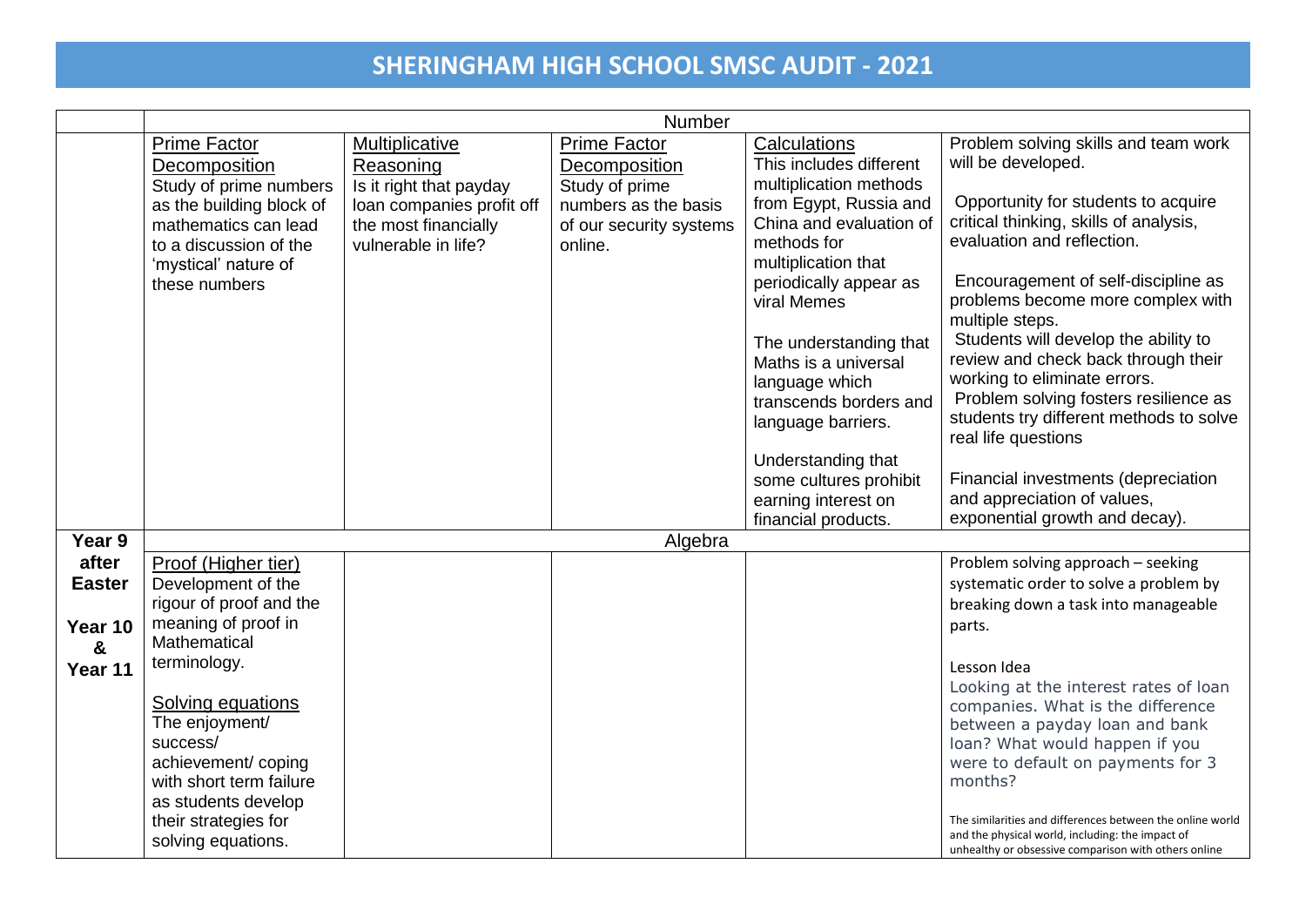# SHERINGHAM HIGH SCHOOL SMSC AUDIT - 2021

| | Number | | | | |
|---|---|---|---|---|---|
| | **Prime Factor Decomposition** Study of prime numbers as the building block of mathematics can lead to a discussion of the 'mystical' nature of these numbers | **Multiplicative Reasoning** Is it right that payday loan companies profit off the most financially vulnerable in life? | **Prime Factor Decomposition** Study of prime numbers as the basis of our security systems online. | **Calculations** This includes different multiplication methods from Egypt, Russia and China and evaluation of methods for multiplication that periodically appear as viral Memes<br><br>The understanding that Maths is a universal language which transcends borders and language barriers.<br><br>Understanding that some cultures prohibit earning interest on financial products. | Problem solving skills and team work will be developed.<br><br>Opportunity for students to acquire critical thinking, skills of analysis, evaluation and reflection.<br><br>Encouragement of self-discipline as problems become more complex with multiple steps.<br>Students will develop the ability to review and check back through their working to eliminate errors.<br>Problem solving fosters resilience as students try different methods to solve real life questions<br><br>Financial investments (depreciation and appreciation of values, exponential growth and decay). |
| **Year 9** | Algebra | | | | |
| **after Easter**<br><br>**Year 10 & Year 11** | **Proof (Higher tier)** Development of the rigour of proof and the meaning of proof in Mathematical terminology.<br><br>**Solving equations** The enjoyment/ success/ achievement/ coping with short term failure as students develop their strategies for solving equations. | | | | Problem solving approach – seeking systematic order to solve a problem by breaking down a task into manageable parts.<br><br>Lesson Idea<br>Looking at the interest rates of loan companies. What is the difference between a payday loan and bank loan? What would happen if you were to default on payments for 3 months?<br><br>The similarities and differences between the online world and the physical world, including: the impact of unhealthy or obsessive comparison with others online |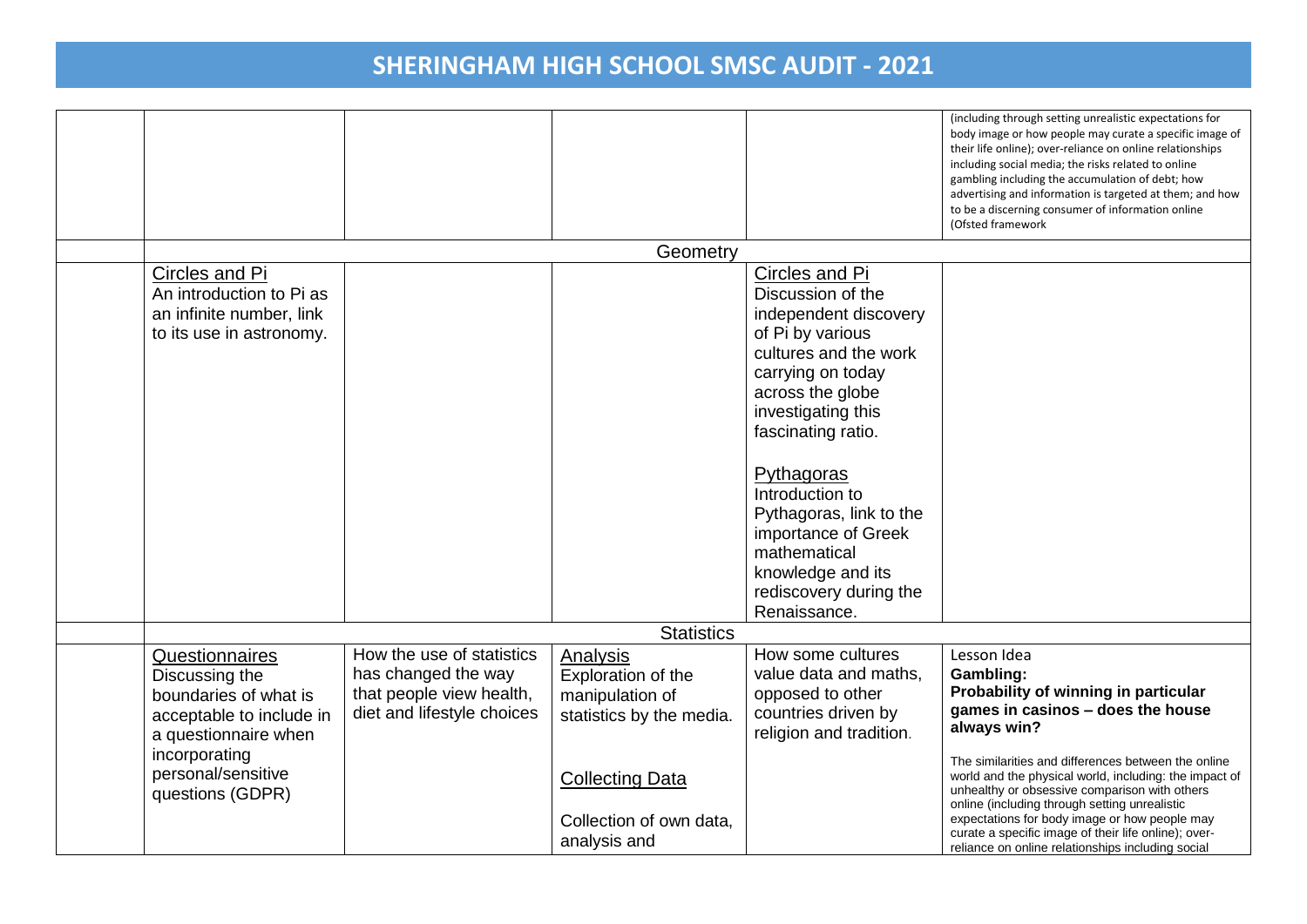# SHERINGHAM HIGH SCHOOL SMSC AUDIT - 2021

| | | | | | |
|---|---|---|---|---|---|
| | | | | | (including through setting unrealistic expectations for body image or how people may curate a specific image of their life online); over-reliance on online relationships including social media; the risks related to online gambling including the accumulation of debt; how advertising and information is targeted at them; and how to be a discerning consumer of information online (Ofsted framework |
| | | | Geometry | | |
| | Circles and Pi<br>An introduction to Pi as an infinite number, link to its use in astronomy. | | | Circles and Pi<br>Discussion of the independent discovery of Pi by various cultures and the work carrying on today across the globe investigating this fascinating ratio.<br><br>Pythagoras<br>Introduction to Pythagoras, link to the importance of Greek mathematical knowledge and its rediscovery during the Renaissance. | |
| | | | Statistics | | |
| | Questionnaires<br>Discussing the boundaries of what is acceptable to include in a questionnaire when incorporating personal/sensitive questions (GDPR) | How the use of statistics has changed the way that people view health, diet and lifestyle choices | Analysis<br>Exploration of the manipulation of statistics by the media.<br><br>Collecting Data<br><br>Collection of own data, analysis and | How some cultures value data and maths, opposed to other countries driven by religion and tradition. | Lesson Idea<br>**Gambling:**<br>**Probability of winning in particular games in casinos – does the house always win?**<br><br>The similarities and differences between the online world and the physical world, including: the impact of unhealthy or obsessive comparison with others online (including through setting unrealistic expectations for body image or how people may curate a specific image of their life online); over-reliance on online relationships including social |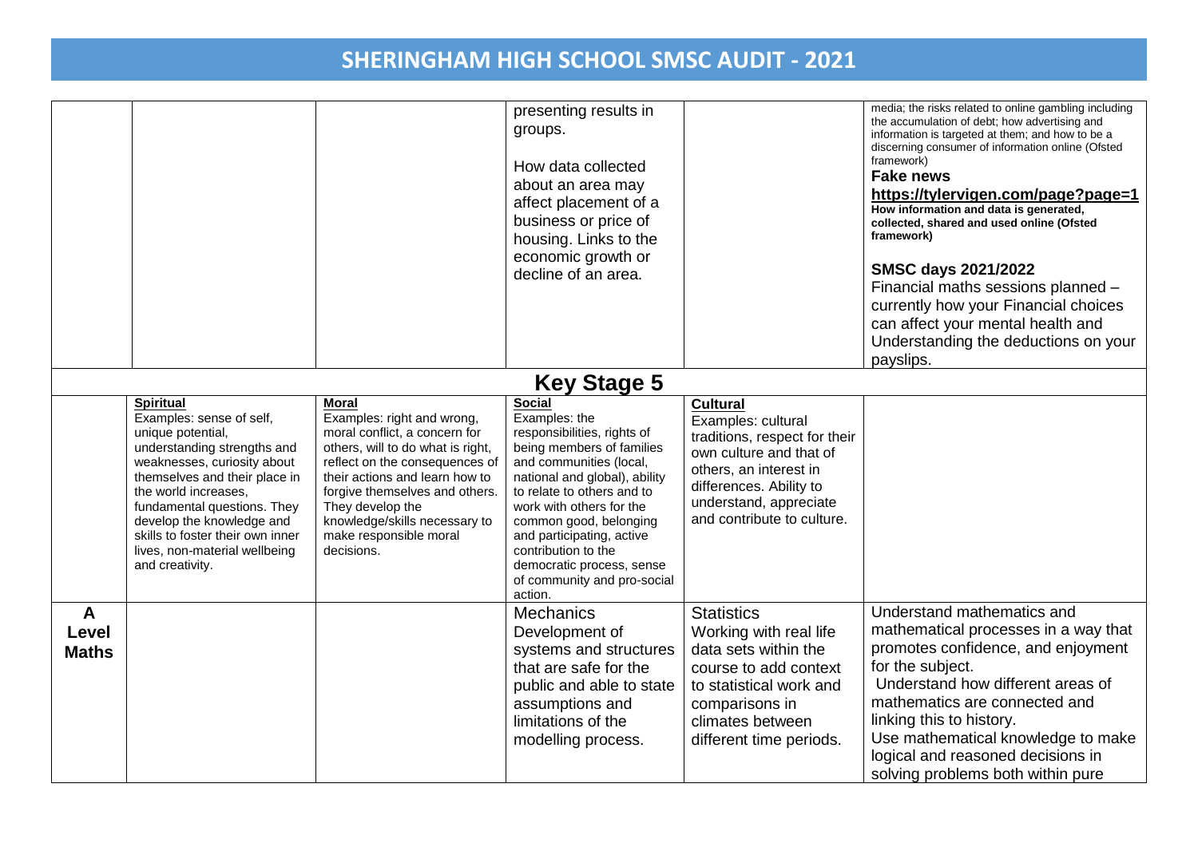# SHERINGHAM HIGH SCHOOL SMSC AUDIT - 2021

| | | | | | |
|---|---|---|---|---|---|
| | | | presenting results in groups.<br><br>How data collected about an area may affect placement of a business or price of housing. Links to the economic growth or decline of an area. | | media; the risks related to online gambling including the accumulation of debt; how advertising and information is targeted at them; and how to be a discerning consumer of information online (Ofsted framework)<br>**Fake news**<br>**https://tylervigen.com/page?page=1**<br>**How information and data is generated, collected, shared and used online (Ofsted framework)**<br><br>**SMSC days 2021/2022**<br>Financial maths sessions planned – currently how your Financial choices can affect your mental health and Understanding the deductions on your payslips. |
| **Key Stage 5** | | | | | |
| | **Spiritual**<br>Examples: sense of self, unique potential, understanding strengths and weaknesses, curiosity about themselves and their place in the world increases, fundamental questions. They develop the knowledge and skills to foster their own inner lives, non-material wellbeing and creativity. | **Moral**<br>Examples: right and wrong, moral conflict, a concern for others, will to do what is right, reflect on the consequences of their actions and learn how to forgive themselves and others. They develop the knowledge/skills necessary to make responsible moral decisions. | **Social**<br>Examples: the responsibilities, rights of being members of families and communities (local, national and global), ability to relate to others and to work with others for the common good, belonging and participating, active contribution to the democratic process, sense of community and pro-social action. | **Cultural**<br>Examples: cultural traditions, respect for their own culture and that of others, an interest in differences. Ability to understand, appreciate and contribute to culture. | |
| **A Level Maths** | | | Mechanics<br>Development of systems and structures that are safe for the public and able to state assumptions and limitations of the modelling process. | Statistics<br>Working with real life data sets within the course to add context to statistical work and comparisons in climates between different time periods. | Understand mathematics and mathematical processes in a way that promotes confidence, and enjoyment for the subject.<br>Understand how different areas of mathematics are connected and linking this to history.<br>Use mathematical knowledge to make logical and reasoned decisions in solving problems both within pure |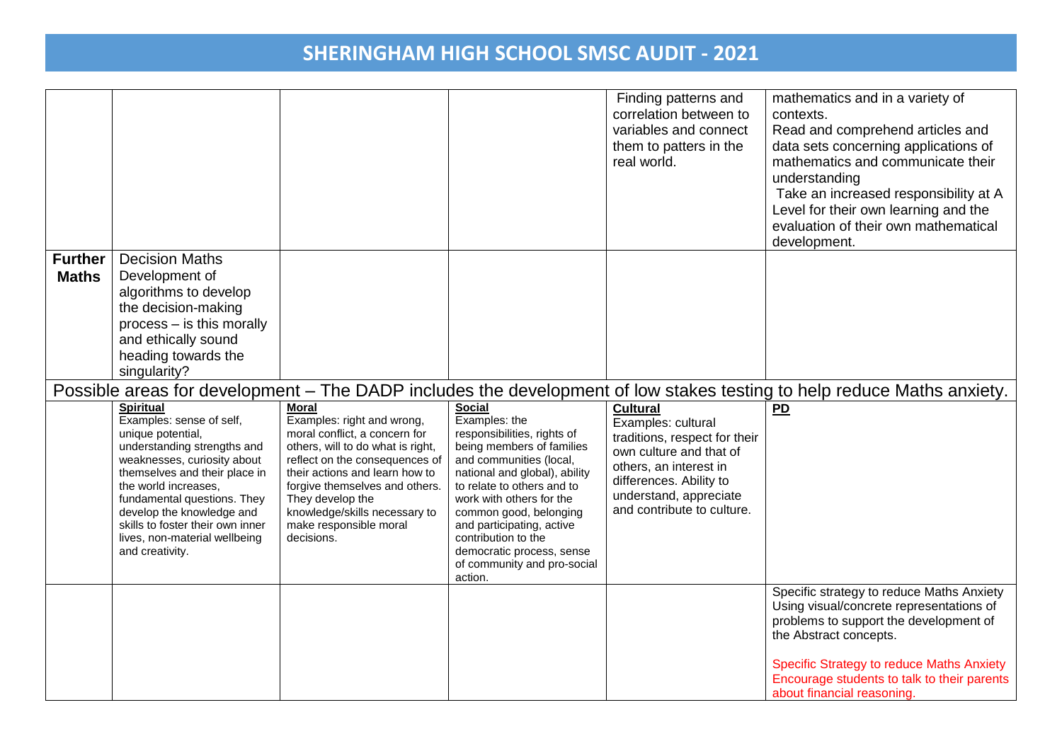# SHERINGHAM HIGH SCHOOL SMSC AUDIT - 2021

| | | | | | |
|---|---|---|---|---|---|
| | | | | Finding patterns and correlation between to variables and connect them to patters in the real world. | mathematics and in a variety of contexts. Read and comprehend articles and data sets concerning applications of mathematics and communicate their understanding Take an increased responsibility at A Level for their own learning and the evaluation of their own mathematical development. |
| **Further Maths** | Decision Maths Development of algorithms to develop the decision-making process – is this morally and ethically sound heading towards the singularity? | | | | |

Possible areas for development – The DADP includes the development of low stakes testing to help reduce Maths anxiety.

| | **Spiritual** Examples: sense of self, unique potential, understanding strengths and weaknesses, curiosity about themselves and their place in the world increases, fundamental questions. They develop the knowledge and skills to foster their own inner lives, non-material wellbeing and creativity. | **Moral** Examples: right and wrong, moral conflict, a concern for others, will to do what is right, reflect on the consequences of their actions and learn how to forgive themselves and others. They develop the knowledge/skills necessary to make responsible moral decisions. | **Social** Examples: the responsibilities, rights of being members of families and communities (local, national and global), ability to relate to others and to work with others for the common good, belonging and participating, active contribution to the democratic process, sense of community and pro-social action. | **Cultural** Examples: cultural traditions, respect for their own culture and that of others, an interest in differences. Ability to understand, appreciate and contribute to culture. | **PD** |
|---|---|---|---|---|---|
| | | | | | Specific strategy to reduce Maths Anxiety Using visual/concrete representations of problems to support the development of the Abstract concepts. Specific Strategy to reduce Maths Anxiety Encourage students to talk to their parents about financial reasoning. |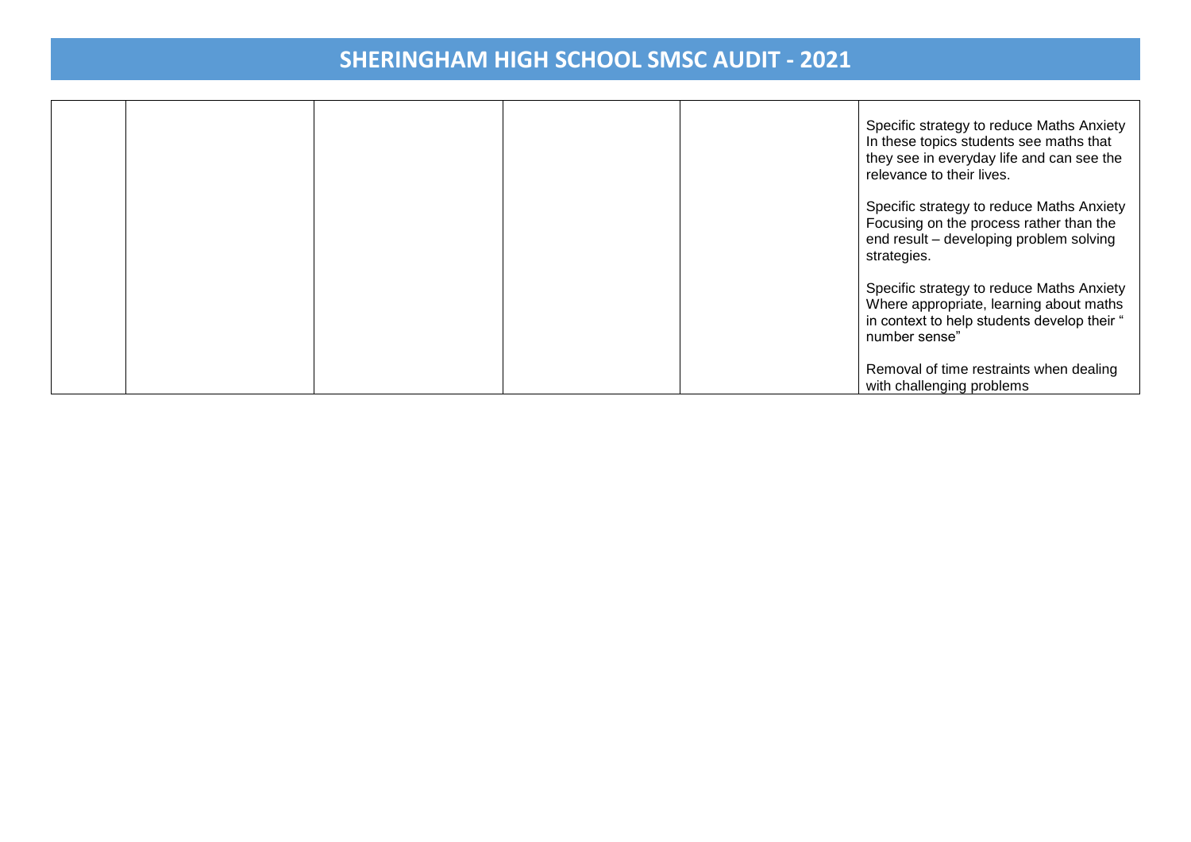# SHERINGHAM HIGH SCHOOL SMSC AUDIT - 2021

| | | | | | |
|---|---|---|---|---|---|
| | | | | | Specific strategy to reduce Maths Anxiety In these topics students see maths that they see in everyday life and can see the relevance to their lives.<br><br>Specific strategy to reduce Maths Anxiety Focusing on the process rather than the end result – developing problem solving strategies.<br><br>Specific strategy to reduce Maths Anxiety Where appropriate, learning about maths in context to help students develop their " number sense"<br><br>Removal of time restraints when dealing with challenging problems |